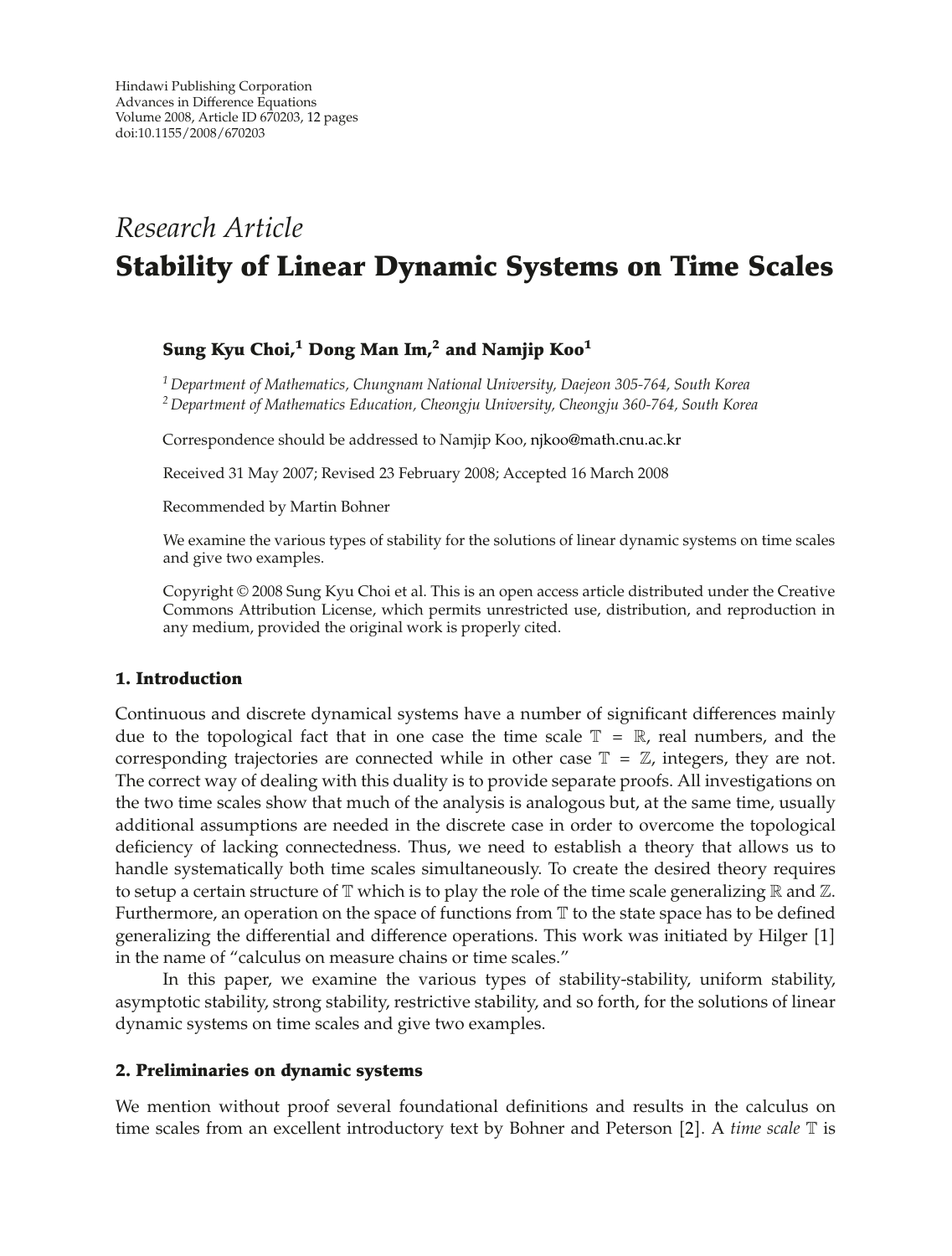Hindawi Publishing Corporation
Advances in Difference Equations
Volume 2008, Article ID 670203, 12 pages
doi:10.1155/2008/670203

*Research Article*

# Stability of Linear Dynamic Systems on Time Scales

**Sung Kyu Choi,[1] Dong Man Im,[2] and Namjip Koo[1]**

[1] *Department of Mathematics, Chungnam National University, Daejeon 305-764, South Korea*
[2] *Department of Mathematics Education, Cheongju University, Cheongju 360-764, South Korea*

Correspondence should be addressed to Namjip Koo, njkoo@math.cnu.ac.kr

Received 31 May 2007; Revised 23 February 2008; Accepted 16 March 2008

Recommended by Martin Bohner

We examine the various types of stability for the solutions of linear dynamic systems on time scales and give two examples.

Copyright © 2008 Sung Kyu Choi et al. This is an open access article distributed under the Creative Commons Attribution License, which permits unrestricted use, distribution, and reproduction in any medium, provided the original work is properly cited.

## 1. Introduction

Continuous and discrete dynamical systems have a number of significant differences mainly due to the topological fact that in one case the time scale $\mathbb{T} = \mathbb{R}$, real numbers, and the corresponding trajectories are connected while in other case $\mathbb{T} = \mathbb{Z}$, integers, they are not. The correct way of dealing with this duality is to provide separate proofs. All investigations on the two time scales show that much of the analysis is analogous but, at the same time, usually additional assumptions are needed in the discrete case in order to overcome the topological deficiency of lacking connectedness. Thus, we need to establish a theory that allows us to handle systematically both time scales simultaneously. To create the desired theory requires to setup a certain structure of $\mathbb{T}$ which is to play the role of the time scale generalizing $\mathbb{R}$ and $\mathbb{Z}$. Furthermore, an operation on the space of functions from $\mathbb{T}$ to the state space has to be defined generalizing the differential and difference operations. This work was initiated by Hilger [1] in the name of "calculus on measure chains or time scales."

In this paper, we examine the various types of stability-stability, uniform stability, asymptotic stability, strong stability, restrictive stability, and so forth, for the solutions of linear dynamic systems on time scales and give two examples.

## 2. Preliminaries on dynamic systems

We mention without proof several foundational definitions and results in the calculus on time scales from an excellent introductory text by Bohner and Peterson [2]. A *time scale* $\mathbb{T}$ is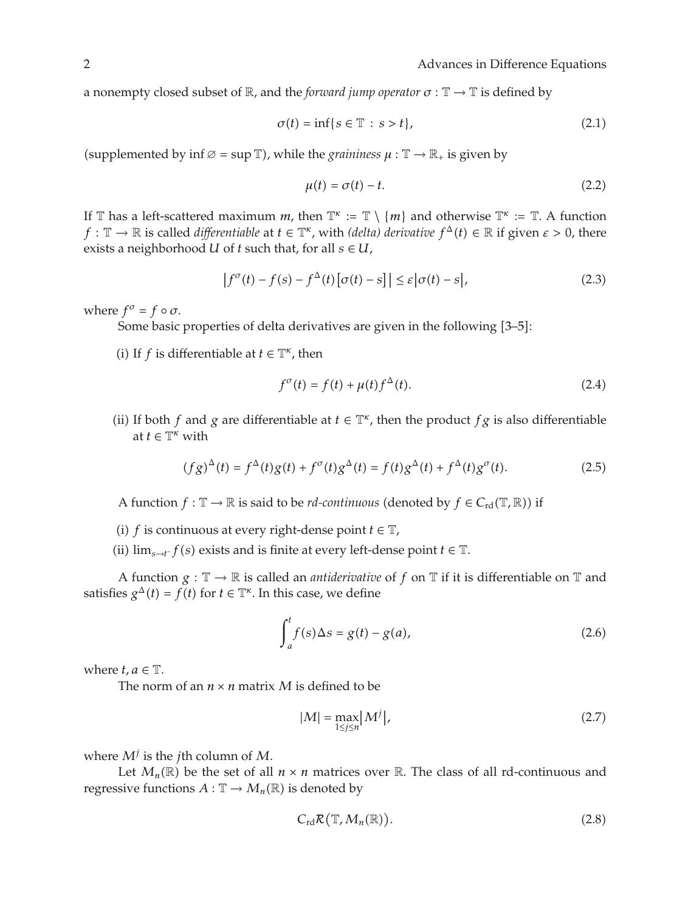a nonempty closed subset of $\mathbb{R}$, and the *forward jump operator* $\sigma : \mathbb{T} \to \mathbb{T}$ is defined by

$$\sigma(t) = \inf\{s \in \mathbb{T} : s > t\}, \tag{2.1}$$

(supplemented by $\inf \varnothing = \sup \mathbb{T}$), while the *graininess* $\mu : \mathbb{T} \to \mathbb{R}_+$ is given by

$$\mu(t) = \sigma(t) - t. \tag{2.2}$$

If $\mathbb{T}$ has a left-scattered maximum $m$, then $\mathbb{T}^\kappa := \mathbb{T} \setminus \{m\}$ and otherwise $\mathbb{T}^\kappa := \mathbb{T}$. A function $f : \mathbb{T} \to \mathbb{R}$ is called *differentiable* at $t \in \mathbb{T}^\kappa$, with *(delta) derivative* $f^\Delta(t) \in \mathbb{R}$ if given $\varepsilon > 0$, there exists a neighborhood $U$ of $t$ such that, for all $s \in U$,

$$\left| f^\sigma(t) - f(s) - f^\Delta(t)\left[\sigma(t) - s\right] \right| \le \varepsilon \left|\sigma(t) - s\right|, \tag{2.3}$$

where $f^\sigma = f \circ \sigma$.

Some basic properties of delta derivatives are given in the following [3–5]:

(i) If $f$ is differentiable at $t \in \mathbb{T}^\kappa$, then

$$f^\sigma(t) = f(t) + \mu(t) f^\Delta(t). \tag{2.4}$$

(ii) If both $f$ and $g$ are differentiable at $t \in \mathbb{T}^\kappa$, then the product $fg$ is also differentiable at $t \in \mathbb{T}^\kappa$ with

$$(fg)^\Delta(t) = f^\Delta(t) g(t) + f^\sigma(t) g^\Delta(t) = f(t) g^\Delta(t) + f^\Delta(t) g^\sigma(t). \tag{2.5}$$

A function $f : \mathbb{T} \to \mathbb{R}$ is said to be *rd-continuous* (denoted by $f \in C_{\mathrm{rd}}(\mathbb{T}, \mathbb{R})$) if

(i) $f$ is continuous at every right-dense point $t \in \mathbb{T}$,

(ii) $\lim_{s \to t^-} f(s)$ exists and is finite at every left-dense point $t \in \mathbb{T}$.

A function $g : \mathbb{T} \to \mathbb{R}$ is called an *antiderivative* of $f$ on $\mathbb{T}$ if it is differentiable on $\mathbb{T}$ and satisfies $g^\Delta(t) = f(t)$ for $t \in \mathbb{T}^\kappa$. In this case, we define

$$\int_a^t f(s) \Delta s = g(t) - g(a), \tag{2.6}$$

where $t, a \in \mathbb{T}$.

The norm of an $n \times n$ matrix $M$ is defined to be

$$|M| = \max_{1 \le j \le n} \left| M^j \right|, \tag{2.7}$$

where $M^j$ is the $j$th column of $M$.

Let $M_n(\mathbb{R})$ be the set of all $n \times n$ matrices over $\mathbb{R}$. The class of all rd-continuous and regressive functions $A : \mathbb{T} \to M_n(\mathbb{R})$ is denoted by

$$C_{\mathrm{rd}}\mathcal{R}\left(\mathbb{T}, M_n(\mathbb{R})\right). \tag{2.8}$$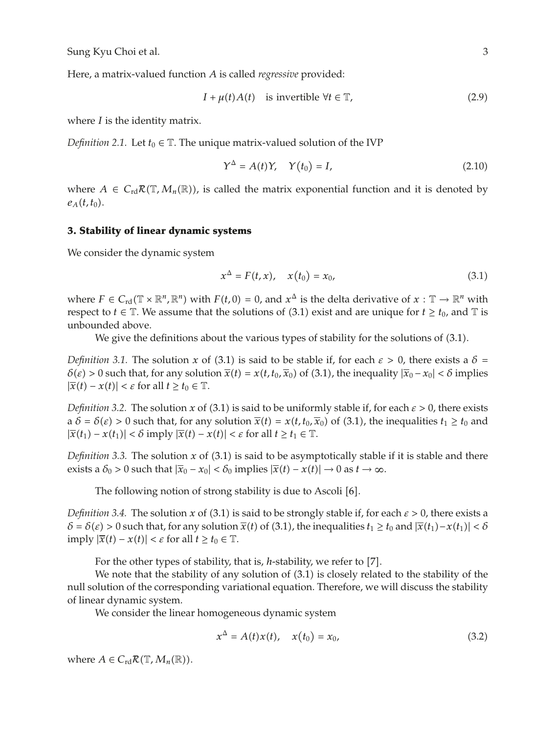Here, a matrix-valued function $A$ is called *regressive* provided:

$$I + \mu(t)A(t) \quad \text{is invertible } \forall t \in \mathbb{T}, \tag{2.9}$$

where $I$ is the identity matrix.

*Definition 2.1.* Let $t_0 \in \mathbb{T}$. The unique matrix-valued solution of the IVP

$$Y^{\Delta} = A(t)Y, \quad Y(t_0) = I, \tag{2.10}$$

where $A \in C_{\mathrm{rd}}\mathcal{R}(\mathbb{T}, M_n(\mathbb{R}))$, is called the matrix exponential function and it is denoted by $e_A(t, t_0)$.

## 3. Stability of linear dynamic systems

We consider the dynamic system

$$x^{\Delta} = F(t, x), \quad x(t_0) = x_0, \tag{3.1}$$

where $F \in C_{\mathrm{rd}}(\mathbb{T} \times \mathbb{R}^n, \mathbb{R}^n)$ with $F(t, 0) = 0$, and $x^{\Delta}$ is the delta derivative of $x : \mathbb{T} \to \mathbb{R}^n$ with respect to $t \in \mathbb{T}$. We assume that the solutions of (3.1) exist and are unique for $t \geq t_0$, and $\mathbb{T}$ is unbounded above.

We give the definitions about the various types of stability for the solutions of (3.1).

*Definition 3.1.* The solution $x$ of (3.1) is said to be stable if, for each $\varepsilon > 0$, there exists a $\delta = \delta(\varepsilon) > 0$ such that, for any solution $\overline{x}(t) = x(t, t_0, \overline{x}_0)$ of (3.1), the inequality $|\overline{x}_0 - x_0| < \delta$ implies $|\overline{x}(t) - x(t)| < \varepsilon$ for all $t \geq t_0 \in \mathbb{T}$.

*Definition 3.2.* The solution $x$ of (3.1) is said to be uniformly stable if, for each $\varepsilon > 0$, there exists a $\delta = \delta(\varepsilon) > 0$ such that, for any solution $\overline{x}(t) = x(t, t_0, \overline{x}_0)$ of (3.1), the inequalities $t_1 \geq t_0$ and $|\overline{x}(t_1) - x(t_1)| < \delta$ imply $|\overline{x}(t) - x(t)| < \varepsilon$ for all $t \geq t_1 \in \mathbb{T}$.

*Definition 3.3.* The solution $x$ of (3.1) is said to be asymptotically stable if it is stable and there exists a $\delta_0 > 0$ such that $|\overline{x}_0 - x_0| < \delta_0$ implies $|\overline{x}(t) - x(t)| \to 0$ as $t \to \infty$.

The following notion of strong stability is due to Ascoli [6].

*Definition 3.4.* The solution $x$ of (3.1) is said to be strongly stable if, for each $\varepsilon > 0$, there exists a $\delta = \delta(\varepsilon) > 0$ such that, for any solution $\overline{x}(t)$ of (3.1), the inequalities $t_1 \geq t_0$ and $|\overline{x}(t_1) - x(t_1)| < \delta$ imply $|\overline{x}(t) - x(t)| < \varepsilon$ for all $t \geq t_0 \in \mathbb{T}$.

For the other types of stability, that is, $h$-stability, we refer to [7].

We note that the stability of any solution of (3.1) is closely related to the stability of the null solution of the corresponding variational equation. Therefore, we will discuss the stability of linear dynamic system.

We consider the linear homogeneous dynamic system

$$x^{\Delta} = A(t)x(t), \quad x(t_0) = x_0, \tag{3.2}$$

where $A \in C_{\mathrm{rd}}\mathcal{R}(\mathbb{T}, M_n(\mathbb{R}))$.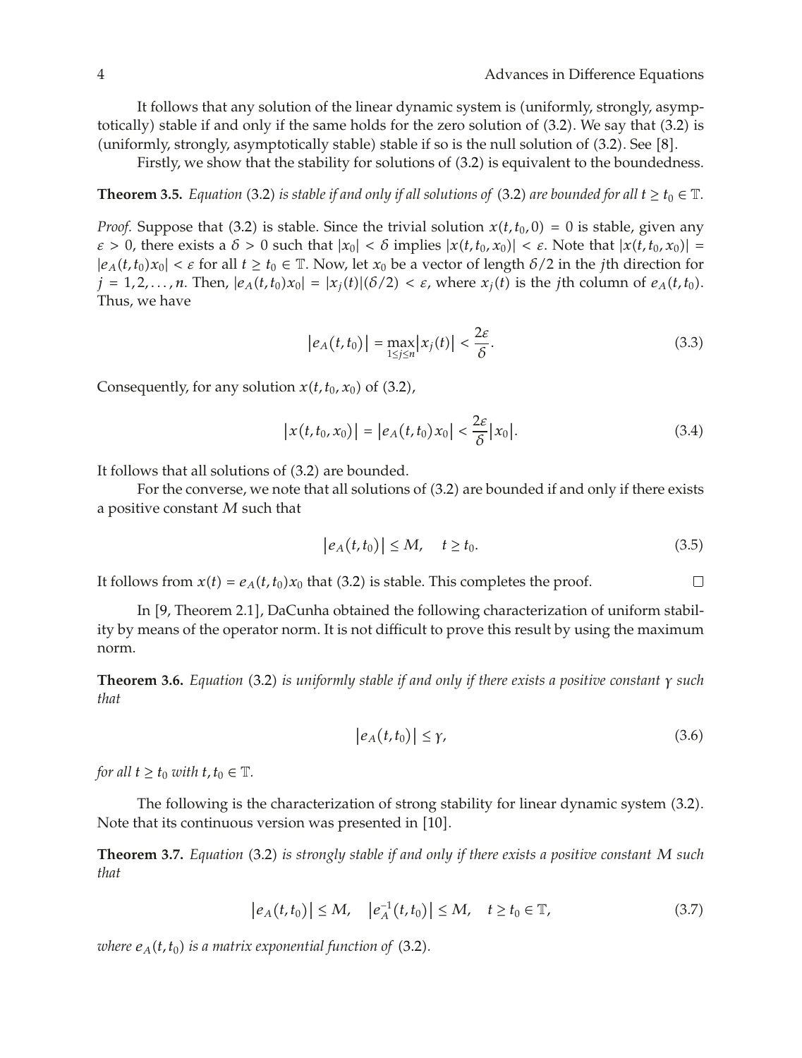It follows that any solution of the linear dynamic system is (uniformly, strongly, asymptotically) stable if and only if the same holds for the zero solution of (3.2). We say that (3.2) is (uniformly, strongly, asymptotically stable) stable if so is the null solution of (3.2). See [8].

Firstly, we show that the stability for solutions of (3.2) is equivalent to the boundedness.

**Theorem 3.5.** *Equation* (3.2) *is stable if and only if all solutions of* (3.2) *are bounded for all* $t \geq t_0 \in \mathbb{T}$.

*Proof.* Suppose that (3.2) is stable. Since the trivial solution $x(t, t_0, 0) = 0$ is stable, given any $\varepsilon > 0$, there exists a $\delta > 0$ such that $|x_0| < \delta$ implies $|x(t, t_0, x_0)| < \varepsilon$. Note that $|x(t, t_0, x_0)| = |e_A(t, t_0)x_0| < \varepsilon$ for all $t \geq t_0 \in \mathbb{T}$. Now, let $x_0$ be a vector of length $\delta/2$ in the $j$th direction for $j = 1, 2, \ldots, n$. Then, $|e_A(t, t_0)x_0| = |x_j(t)|(\delta/2) < \varepsilon$, where $x_j(t)$ is the $j$th column of $e_A(t, t_0)$. Thus, we have

$$\left|e_A(t, t_0)\right| = \max_{1 \leq j \leq n}\left|x_j(t)\right| < \frac{2\varepsilon}{\delta}. \tag{3.3}$$

Consequently, for any solution $x(t, t_0, x_0)$ of (3.2),

$$\left|x(t, t_0, x_0)\right| = \left|e_A(t, t_0)x_0\right| < \frac{2\varepsilon}{\delta}\left|x_0\right|. \tag{3.4}$$

It follows that all solutions of (3.2) are bounded.

For the converse, we note that all solutions of (3.2) are bounded if and only if there exists a positive constant $M$ such that

$$\left|e_A(t, t_0)\right| \leq M, \quad t \geq t_0. \tag{3.5}$$

It follows from $x(t) = e_A(t, t_0)x_0$ that (3.2) is stable. This completes the proof. $\square$

In [9, Theorem 2.1], DaCunha obtained the following characterization of uniform stability by means of the operator norm. It is not difficult to prove this result by using the maximum norm.

**Theorem 3.6.** *Equation* (3.2) *is uniformly stable if and only if there exists a positive constant* $\gamma$ *such that*

$$\left|e_A(t, t_0)\right| \leq \gamma, \tag{3.6}$$

*for all* $t \geq t_0$ *with* $t, t_0 \in \mathbb{T}$.

The following is the characterization of strong stability for linear dynamic system (3.2). Note that its continuous version was presented in [10].

**Theorem 3.7.** *Equation* (3.2) *is strongly stable if and only if there exists a positive constant* $M$ *such that*

$$\left|e_A(t, t_0)\right| \leq M, \quad \left|e_A^{-1}(t, t_0)\right| \leq M, \quad t \geq t_0 \in \mathbb{T}, \tag{3.7}$$

*where* $e_A(t, t_0)$ *is a matrix exponential function of* (3.2).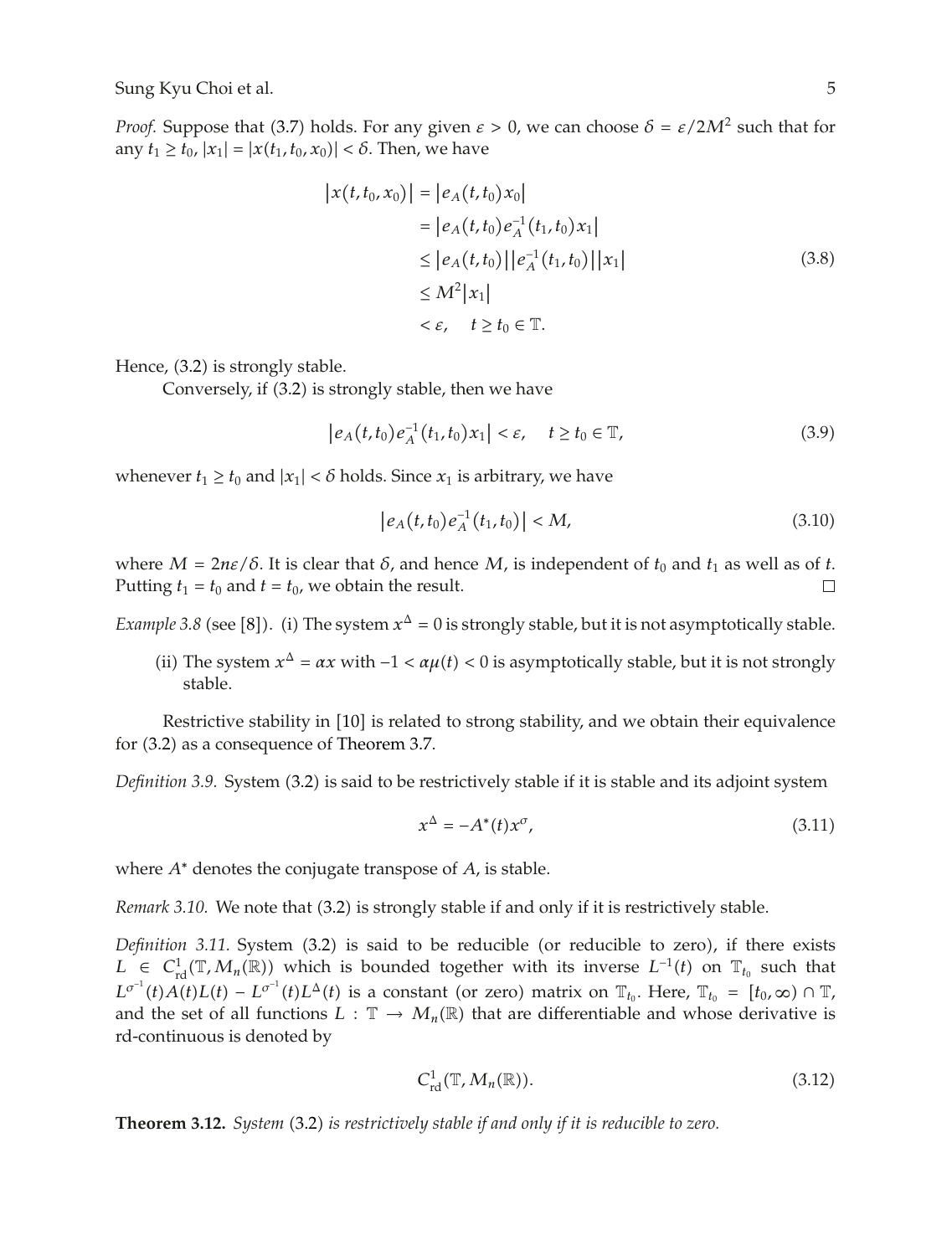*Proof.* Suppose that (3.7) holds. For any given $\varepsilon > 0$, we can choose $\delta = \varepsilon/2M^2$ such that for any $t_1 \geq t_0$, $|x_1| = |x(t_1, t_0, x_0)| < \delta$. Then, we have

$$
\begin{aligned}
|x(t, t_0, x_0)| &= |e_A(t, t_0)x_0| \\
&= |e_A(t, t_0)e_A^{-1}(t_1, t_0)x_1| \\
&\leq |e_A(t, t_0)||e_A^{-1}(t_1, t_0)||x_1| \\
&\leq M^2|x_1| \\
&< \varepsilon, \quad t \geq t_0 \in \mathbb{T}.
\end{aligned}
\tag{3.8}
$$

Hence, (3.2) is strongly stable.

Conversely, if (3.2) is strongly stable, then we have

$$
|e_A(t, t_0)e_A^{-1}(t_1, t_0)x_1| < \varepsilon, \quad t \geq t_0 \in \mathbb{T}, \tag{3.9}
$$

whenever $t_1 \geq t_0$ and $|x_1| < \delta$ holds. Since $x_1$ is arbitrary, we have

$$
|e_A(t, t_0)e_A^{-1}(t_1, t_0)| < M, \tag{3.10}
$$

where $M = 2n\varepsilon/\delta$. It is clear that $\delta$, and hence $M$, is independent of $t_0$ and $t_1$ as well as of $t$. Putting $t_1 = t_0$ and $t = t_0$, we obtain the result. □

*Example 3.8* (see [8]). (i) The system $x^\Delta = 0$ is strongly stable, but it is not asymptotically stable.

(ii) The system $x^\Delta = \alpha x$ with $-1 < \alpha\mu(t) < 0$ is asymptotically stable, but it is not strongly stable.

Restrictive stability in [10] is related to strong stability, and we obtain their equivalence for (3.2) as a consequence of Theorem 3.7.

*Definition 3.9.* System (3.2) is said to be restrictively stable if it is stable and its adjoint system

$$
x^\Delta = -A^*(t)x^\sigma, \tag{3.11}
$$

where $A^*$ denotes the conjugate transpose of $A$, is stable.

*Remark 3.10.* We note that (3.2) is strongly stable if and only if it is restrictively stable.

*Definition 3.11.* System (3.2) is said to be reducible (or reducible to zero), if there exists $L \in C^1_{\text{rd}}(\mathbb{T}, M_n(\mathbb{R}))$ which is bounded together with its inverse $L^{-1}(t)$ on $\mathbb{T}_{t_0}$ such that $L^{\sigma^{-1}}(t)A(t)L(t) - L^{\sigma^{-1}}(t)L^\Delta(t)$ is a constant (or zero) matrix on $\mathbb{T}_{t_0}$. Here, $\mathbb{T}_{t_0} = [t_0, \infty) \cap \mathbb{T}$, and the set of all functions $L : \mathbb{T} \to M_n(\mathbb{R})$ that are differentiable and whose derivative is rd-continuous is denoted by

$$
C^1_{\text{rd}}(\mathbb{T}, M_n(\mathbb{R})). \tag{3.12}
$$

**Theorem 3.12.** *System* (3.2) *is restrictively stable if and only if it is reducible to zero.*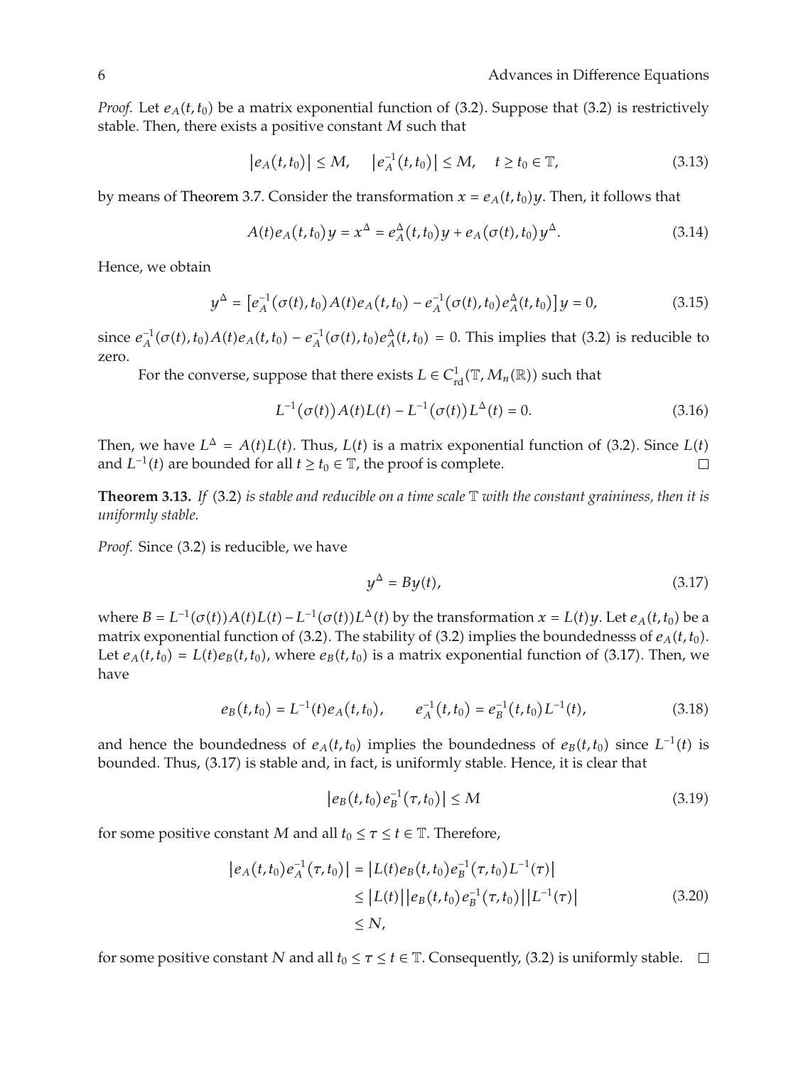*Proof.* Let $e_A(t,t_0)$ be a matrix exponential function of (3.2). Suppose that (3.2) is restrictively stable. Then, there exists a positive constant $M$ such that

$$\left|e_A(t,t_0)\right| \leq M, \quad \left|e_A^{-1}(t,t_0)\right| \leq M, \quad t \geq t_0 \in \mathbb{T}, \tag{3.13}$$

by means of Theorem 3.7. Consider the transformation $x = e_A(t,t_0)y$. Then, it follows that

$$A(t)e_A(t,t_0)y = x^{\Delta} = e_A^{\Delta}(t,t_0)y + e_A(\sigma(t),t_0)y^{\Delta}. \tag{3.14}$$

Hence, we obtain

$$y^{\Delta} = \left[e_A^{-1}(\sigma(t),t_0)A(t)e_A(t,t_0) - e_A^{-1}(\sigma(t),t_0)e_A^{\Delta}(t,t_0)\right]y = 0, \tag{3.15}$$

since $e_A^{-1}(\sigma(t),t_0)A(t)e_A(t,t_0) - e_A^{-1}(\sigma(t),t_0)e_A^{\Delta}(t,t_0) = 0$. This implies that (3.2) is reducible to zero.

For the converse, suppose that there exists $L \in C^1_{\text{rd}}(\mathbb{T}, M_n(\mathbb{R}))$ such that

$$L^{-1}(\sigma(t))A(t)L(t) - L^{-1}(\sigma(t))L^{\Delta}(t) = 0. \tag{3.16}$$

Then, we have $L^{\Delta} = A(t)L(t)$. Thus, $L(t)$ is a matrix exponential function of (3.2). Since $L(t)$ and $L^{-1}(t)$ are bounded for all $t \geq t_0 \in \mathbb{T}$, the proof is complete. $\square$

**Theorem 3.13.** *If* (3.2) *is stable and reducible on a time scale* $\mathbb{T}$ *with the constant graininess, then it is uniformly stable.*

*Proof.* Since (3.2) is reducible, we have

$$y^{\Delta} = By(t), \tag{3.17}$$

where $B = L^{-1}(\sigma(t))A(t)L(t) - L^{-1}(\sigma(t))L^{\Delta}(t)$ by the transformation $x = L(t)y$. Let $e_A(t,t_0)$ be a matrix exponential function of (3.2). The stability of (3.2) implies the boundednesss of $e_A(t,t_0)$. Let $e_A(t,t_0) = L(t)e_B(t,t_0)$, where $e_B(t,t_0)$ is a matrix exponential function of (3.17). Then, we have

$$e_B(t,t_0) = L^{-1}(t)e_A(t,t_0), \qquad e_A^{-1}(t,t_0) = e_B^{-1}(t,t_0)L^{-1}(t), \tag{3.18}$$

and hence the boundedness of $e_A(t,t_0)$ implies the boundedness of $e_B(t,t_0)$ since $L^{-1}(t)$ is bounded. Thus, (3.17) is stable and, in fact, is uniformly stable. Hence, it is clear that

$$\left|e_B(t,t_0)e_B^{-1}(\tau,t_0)\right| \leq M \tag{3.19}$$

for some positive constant $M$ and all $t_0 \leq \tau \leq t \in \mathbb{T}$. Therefore,

$$\begin{aligned}
\left|e_A(t,t_0)e_A^{-1}(\tau,t_0)\right| &= \left|L(t)e_B(t,t_0)e_B^{-1}(\tau,t_0)L^{-1}(\tau)\right| \\
&\leq \left|L(t)\right|\left|e_B(t,t_0)e_B^{-1}(\tau,t_0)\right|\left|L^{-1}(\tau)\right| \\
&\leq N,
\end{aligned} \tag{3.20}$$

for some positive constant $N$ and all $t_0 \leq \tau \leq t \in \mathbb{T}$. Consequently, (3.2) is uniformly stable. $\square$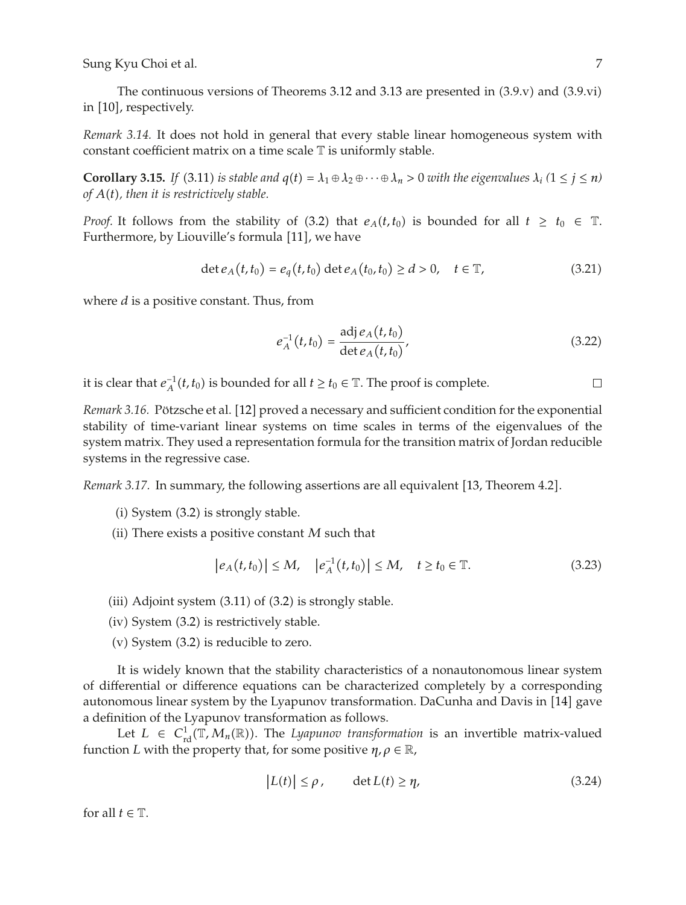The continuous versions of Theorems 3.12 and 3.13 are presented in (3.9.v) and (3.9.vi) in [10], respectively.

*Remark 3.14.* It does not hold in general that every stable linear homogeneous system with constant coefficient matrix on a time scale $\mathbb{T}$ is uniformly stable.

**Corollary 3.15.** *If* (3.11) *is stable and* $q(t) = \lambda_1 \oplus \lambda_2 \oplus \cdots \oplus \lambda_n > 0$ *with the eigenvalues* $\lambda_i$ $(1 \leq j \leq n)$ *of* $A(t)$*, then it is restrictively stable.*

*Proof.* It follows from the stability of (3.2) that $e_A(t, t_0)$ is bounded for all $t \geq t_0 \in \mathbb{T}$. Furthermore, by Liouville's formula [11], we have

$$\det e_A(t, t_0) = e_q(t, t_0) \det e_A(t_0, t_0) \geq d > 0, \quad t \in \mathbb{T}, \tag{3.21}$$

where $d$ is a positive constant. Thus, from

$$e_A^{-1}(t, t_0) = \frac{\operatorname{adj} e_A(t, t_0)}{\det e_A(t, t_0)}, \tag{3.22}$$

it is clear that $e_A^{-1}(t, t_0)$ is bounded for all $t \geq t_0 \in \mathbb{T}$. The proof is complete. $\square$

*Remark 3.16.* Pötzsche et al. [12] proved a necessary and sufficient condition for the exponential stability of time-variant linear systems on time scales in terms of the eigenvalues of the system matrix. They used a representation formula for the transition matrix of Jordan reducible systems in the regressive case.

*Remark 3.17.* In summary, the following assertions are all equivalent [13, Theorem 4.2].

(i) System (3.2) is strongly stable.

(ii) There exists a positive constant $M$ such that

$$|e_A(t, t_0)| \leq M, \quad |e_A^{-1}(t, t_0)| \leq M, \quad t \geq t_0 \in \mathbb{T}. \tag{3.23}$$

(iii) Adjoint system (3.11) of (3.2) is strongly stable.

(iv) System (3.2) is restrictively stable.

(v) System (3.2) is reducible to zero.

It is widely known that the stability characteristics of a nonautonomous linear system of differential or difference equations can be characterized completely by a corresponding autonomous linear system by the Lyapunov transformation. DaCunha and Davis in [14] gave a definition of the Lyapunov transformation as follows.

Let $L \in C^1_{\mathrm{rd}}(\mathbb{T}, M_n(\mathbb{R}))$. The *Lyapunov transformation* is an invertible matrix-valued function $L$ with the property that, for some positive $\eta, \rho \in \mathbb{R}$,

$$|L(t)| \leq \rho, \qquad \det L(t) \geq \eta, \tag{3.24}$$

for all $t \in \mathbb{T}$.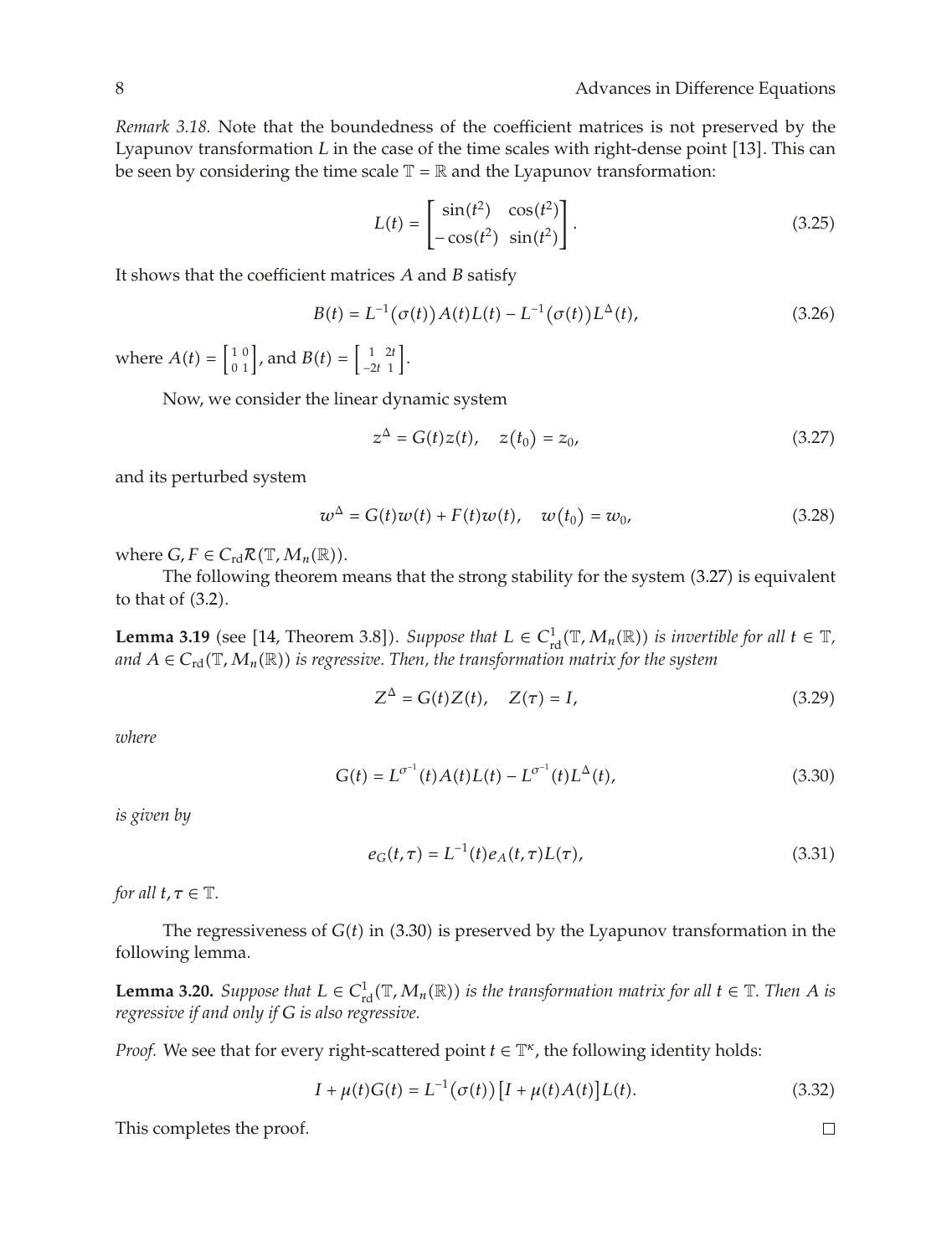*Remark 3.18.* Note that the boundedness of the coefficient matrices is not preserved by the Lyapunov transformation $L$ in the case of the time scales with right-dense point [13]. This can be seen by considering the time scale $\mathbb{T} = \mathbb{R}$ and the Lyapunov transformation:

$$L(t) = \begin{bmatrix} \sin(t^2) & \cos(t^2) \\ -\cos(t^2) & \sin(t^2) \end{bmatrix}. \tag{3.25}$$

It shows that the coefficient matrices $A$ and $B$ satisfy

$$B(t) = L^{-1}(\sigma(t))A(t)L(t) - L^{-1}(\sigma(t))L^{\Delta}(t), \tag{3.26}$$

where $A(t) = \left[\begin{smallmatrix} 1 & 0 \\ 0 & 1 \end{smallmatrix}\right]$, and $B(t) = \left[\begin{smallmatrix} 1 & 2t \\ -2t & 1 \end{smallmatrix}\right]$.

Now, we consider the linear dynamic system

$$z^{\Delta} = G(t)z(t), \quad z(t_0) = z_0, \tag{3.27}$$

and its perturbed system

$$w^{\Delta} = G(t)w(t) + F(t)w(t), \quad w(t_0) = w_0, \tag{3.28}$$

where $G, F \in C_{\mathrm{rd}}\mathcal{R}(\mathbb{T}, M_n(\mathbb{R}))$.

The following theorem means that the strong stability for the system (3.27) is equivalent to that of (3.2).

**Lemma 3.19** (see [14, Theorem 3.8]). *Suppose that $L \in C^1_{\mathrm{rd}}(\mathbb{T}, M_n(\mathbb{R}))$ is invertible for all $t \in \mathbb{T}$, and $A \in C_{\mathrm{rd}}(\mathbb{T}, M_n(\mathbb{R}))$ is regressive. Then, the transformation matrix for the system*

$$Z^{\Delta} = G(t)Z(t), \quad Z(\tau) = I, \tag{3.29}$$

*where*

$$G(t) = L^{\sigma^{-1}}(t)A(t)L(t) - L^{\sigma^{-1}}(t)L^{\Delta}(t), \tag{3.30}$$

*is given by*

$$e_G(t, \tau) = L^{-1}(t)e_A(t, \tau)L(\tau), \tag{3.31}$$

*for all $t, \tau \in \mathbb{T}$.*

The regressiveness of $G(t)$ in (3.30) is preserved by the Lyapunov transformation in the following lemma.

**Lemma 3.20.** *Suppose that $L \in C^1_{\mathrm{rd}}(\mathbb{T}, M_n(\mathbb{R}))$ is the transformation matrix for all $t \in \mathbb{T}$. Then $A$ is regressive if and only if $G$ is also regressive.*

*Proof.* We see that for every right-scattered point $t \in \mathbb{T}^{\kappa}$, the following identity holds:

$$I + \mu(t)G(t) = L^{-1}(\sigma(t))\left[I + \mu(t)A(t)\right]L(t). \tag{3.32}$$

This completes the proof. □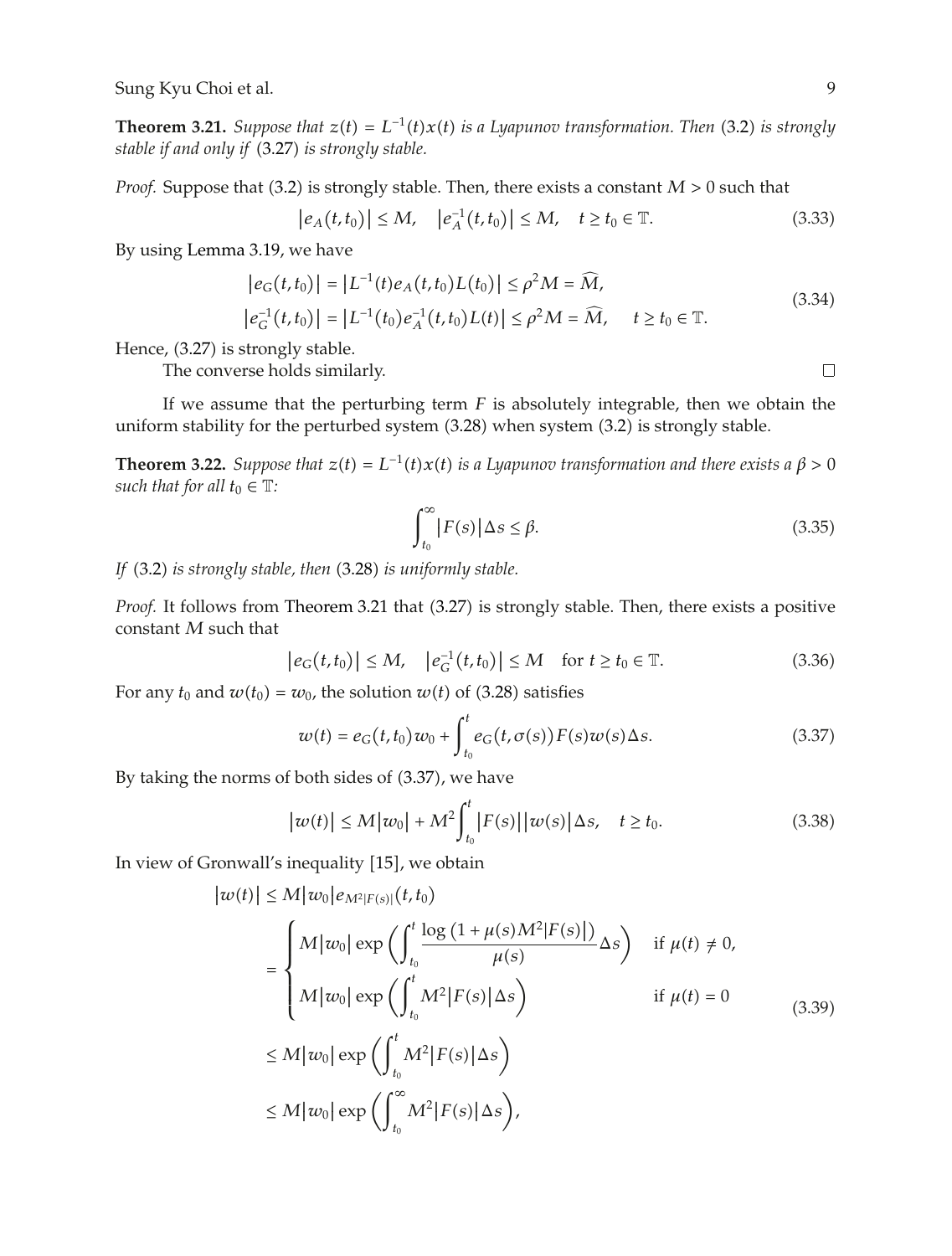**Theorem 3.21.** *Suppose that $z(t) = L^{-1}(t)x(t)$ is a Lyapunov transformation. Then* (3.2) *is strongly stable if and only if* (3.27) *is strongly stable.*

*Proof.* Suppose that (3.2) is strongly stable. Then, there exists a constant $M > 0$ such that

$$\left|e_A(t,t_0)\right| \le M, \quad \left|e_A^{-1}(t,t_0)\right| \le M, \quad t \ge t_0 \in \mathbb{T}. \tag{3.33}$$

By using Lemma 3.19, we have

$$\begin{aligned}
\left|e_G(t,t_0)\right| &= \left|L^{-1}(t)e_A(t,t_0)L(t_0)\right| \le \rho^2 M = \widehat{M}, \\
\left|e_G^{-1}(t,t_0)\right| &= \left|L^{-1}(t_0)e_A^{-1}(t,t_0)L(t)\right| \le \rho^2 M = \widehat{M}, \quad t \ge t_0 \in \mathbb{T}.
\end{aligned} \tag{3.34}$$

Hence, (3.27) is strongly stable.

The converse holds similarly. $\square$

If we assume that the perturbing term $F$ is absolutely integrable, then we obtain the uniform stability for the perturbed system (3.28) when system (3.2) is strongly stable.

**Theorem 3.22.** *Suppose that $z(t) = L^{-1}(t)x(t)$ is a Lyapunov transformation and there exists a $\beta > 0$ such that for all $t_0 \in \mathbb{T}$:*

$$\int_{t_0}^{\infty} \left|F(s)\right| \Delta s \le \beta. \tag{3.35}$$

*If* (3.2) *is strongly stable, then* (3.28) *is uniformly stable.*

*Proof.* It follows from Theorem 3.21 that (3.27) is strongly stable. Then, there exists a positive constant $M$ such that

$$\left|e_G(t,t_0)\right| \le M, \quad \left|e_G^{-1}(t,t_0)\right| \le M \quad \text{for } t \ge t_0 \in \mathbb{T}. \tag{3.36}$$

For any $t_0$ and $w(t_0) = w_0$, the solution $w(t)$ of (3.28) satisfies

$$w(t) = e_G(t,t_0)w_0 + \int_{t_0}^{t} e_G(t,\sigma(s))F(s)w(s)\Delta s. \tag{3.37}$$

By taking the norms of both sides of (3.37), we have

$$\left|w(t)\right| \le M\left|w_0\right| + M^2 \int_{t_0}^{t} \left|F(s)\right|\left|w(s)\right| \Delta s, \quad t \ge t_0. \tag{3.38}$$

In view of Gronwall's inequality [15], we obtain

$$\begin{aligned}
\left|w(t)\right| &\le M\left|w_0\right| e_{M^2|F(s)|}(t,t_0) \\
&= \begin{cases} M\left|w_0\right| \exp\left(\displaystyle\int_{t_0}^{t} \frac{\log\left(1+\mu(s)M^2\left|F(s)\right|\right)}{\mu(s)}\Delta s\right) & \text{if } \mu(t) \ne 0, \\ M\left|w_0\right| \exp\left(\displaystyle\int_{t_0}^{t} M^2\left|F(s)\right|\Delta s\right) & \text{if } \mu(t) = 0 \end{cases} \\
&\le M\left|w_0\right| \exp\left(\int_{t_0}^{t} M^2\left|F(s)\right|\Delta s\right) \\
&\le M\left|w_0\right| \exp\left(\int_{t_0}^{\infty} M^2\left|F(s)\right|\Delta s\right),
\end{aligned} \tag{3.39}$$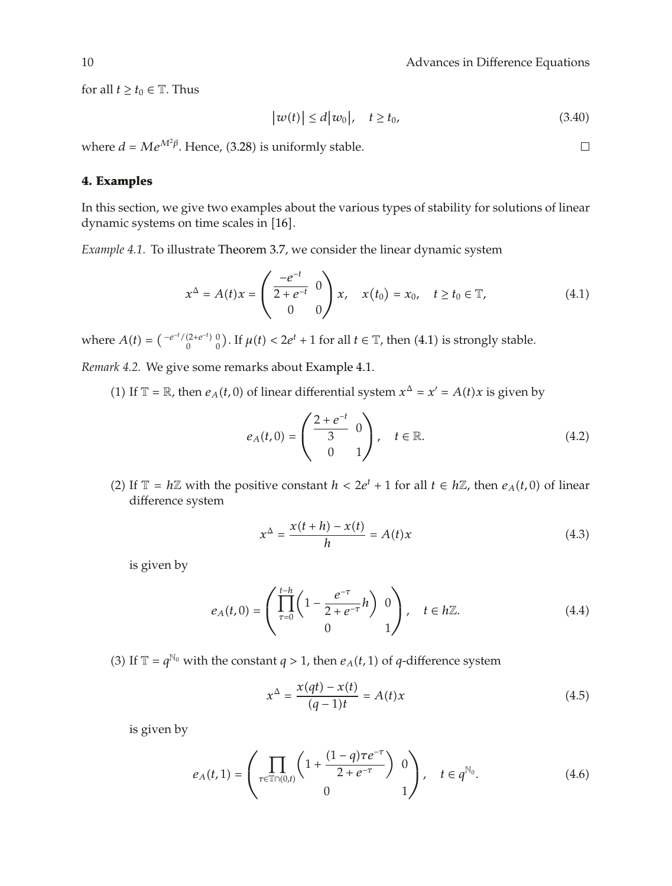for all $t \geq t_0 \in \mathbb{T}$. Thus

$$|w(t)| \leq d|w_0|, \quad t \geq t_0, \tag{3.40}$$

where $d = Me^{M^2\beta}$. Hence, (3.28) is uniformly stable. □

## 4. Examples

In this section, we give two examples about the various types of stability for solutions of linear dynamic systems on time scales in [16].

*Example 4.1.* To illustrate Theorem 3.7, we consider the linear dynamic system

$$x^{\Delta} = A(t)x = \begin{pmatrix} \dfrac{-e^{-t}}{2+e^{-t}} & 0 \\ 0 & 0 \end{pmatrix} x, \quad x(t_0) = x_0, \quad t \geq t_0 \in \mathbb{T}, \tag{4.1}$$

where $A(t) = \begin{pmatrix} -e^{-t}/(2+e^{-t}) & 0 \\ 0 & 0 \end{pmatrix}$. If $\mu(t) < 2e^t + 1$ for all $t \in \mathbb{T}$, then (4.1) is strongly stable.

*Remark 4.2.* We give some remarks about Example 4.1.

(1) If $\mathbb{T} = \mathbb{R}$, then $e_A(t, 0)$ of linear differential system $x^{\Delta} = x' = A(t)x$ is given by

$$e_A(t, 0) = \begin{pmatrix} \dfrac{2+e^{-t}}{3} & 0 \\ 0 & 1 \end{pmatrix}, \quad t \in \mathbb{R}. \tag{4.2}$$

(2) If $\mathbb{T} = h\mathbb{Z}$ with the positive constant $h < 2e^t + 1$ for all $t \in h\mathbb{Z}$, then $e_A(t, 0)$ of linear difference system

$$x^{\Delta} = \frac{x(t+h) - x(t)}{h} = A(t)x \tag{4.3}$$

is given by

$$e_A(t, 0) = \begin{pmatrix} \displaystyle\prod_{\tau=0}^{t-h} \left(1 - \frac{e^{-\tau}}{2+e^{-\tau}} h\right) & 0 \\ 0 & 1 \end{pmatrix}, \quad t \in h\mathbb{Z}. \tag{4.4}$$

(3) If $\mathbb{T} = q^{\mathbb{N}_0}$ with the constant $q > 1$, then $e_A(t, 1)$ of $q$-difference system

$$x^{\Delta} = \frac{x(qt) - x(t)}{(q-1)t} = A(t)x \tag{4.5}$$

is given by

$$e_A(t, 1) = \begin{pmatrix} \displaystyle\prod_{\tau \in \mathbb{T} \cap (0,t)} \left(1 + \frac{(1-q)\tau e^{-\tau}}{2+e^{-\tau}}\right) & 0 \\ 0 & 1 \end{pmatrix}, \quad t \in q^{\mathbb{N}_0}. \tag{4.6}$$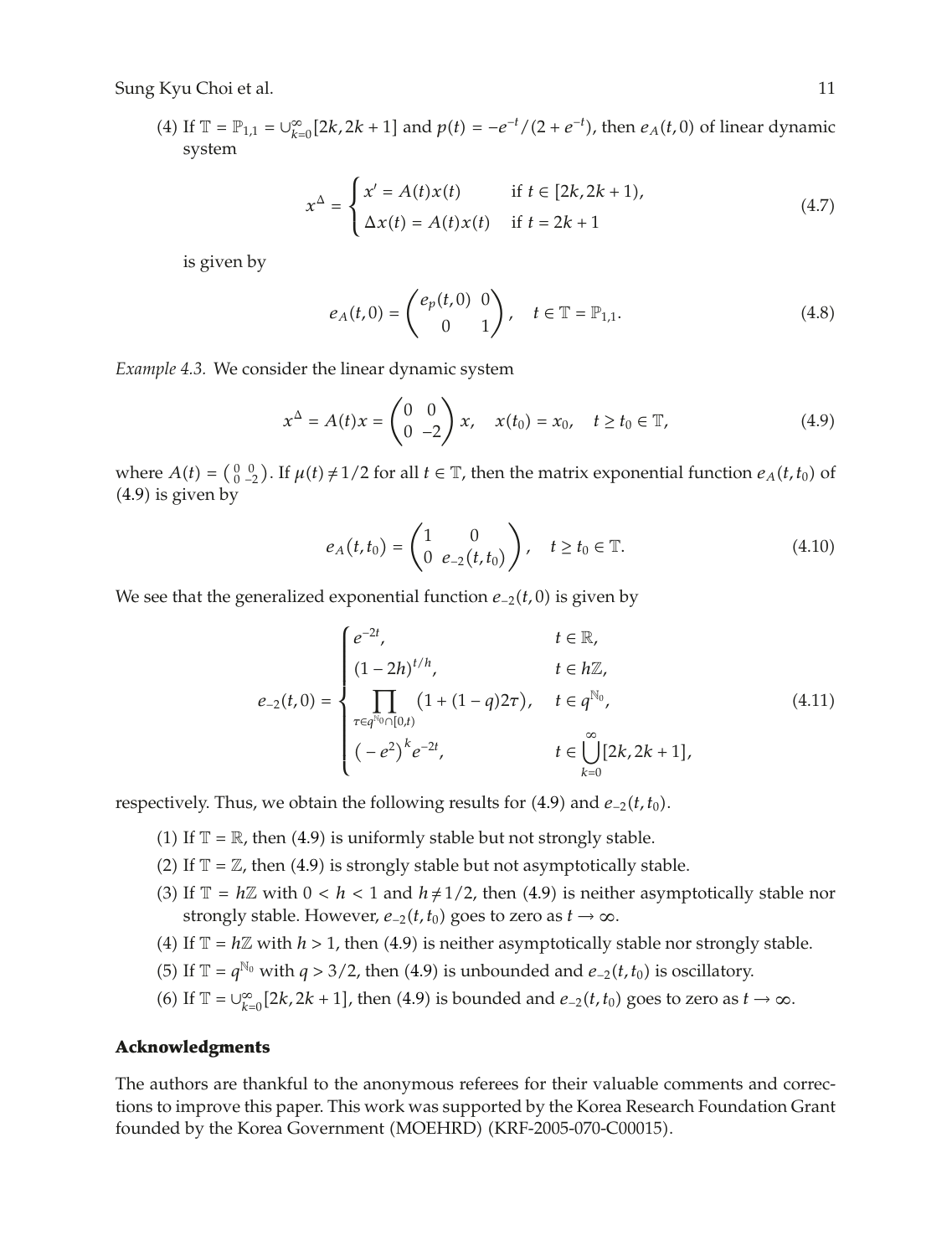(4) If $\mathbb{T} = \mathbb{P}_{1,1} = \cup_{k=0}^{\infty}[2k, 2k+1]$ and $p(t) = -e^{-t}/(2 + e^{-t})$, then $e_A(t, 0)$ of linear dynamic system

$$x^{\Delta} = \begin{cases} x' = A(t)x(t) & \text{if } t \in [2k, 2k+1), \\ \Delta x(t) = A(t)x(t) & \text{if } t = 2k+1 \end{cases} \tag{4.7}$$

is given by

$$e_A(t,0) = \begin{pmatrix} e_p(t,0) & 0 \\ 0 & 1 \end{pmatrix}, \quad t \in \mathbb{T} = \mathbb{P}_{1,1}. \tag{4.8}$$

*Example 4.3.* We consider the linear dynamic system

$$x^{\Delta} = A(t)x = \begin{pmatrix} 0 & 0 \\ 0 & -2 \end{pmatrix} x, \quad x(t_0) = x_0, \quad t \geq t_0 \in \mathbb{T}, \tag{4.9}$$

where $A(t) = \left(\begin{smallmatrix} 0 & 0 \\ 0 & -2 \end{smallmatrix}\right)$. If $\mu(t) \neq 1/2$ for all $t \in \mathbb{T}$, then the matrix exponential function $e_A(t, t_0)$ of (4.9) is given by

$$e_A(t, t_0) = \begin{pmatrix} 1 & 0 \\ 0 & e_{-2}(t, t_0) \end{pmatrix}, \quad t \geq t_0 \in \mathbb{T}. \tag{4.10}$$

We see that the generalized exponential function $e_{-2}(t, 0)$ is given by

$$e_{-2}(t,0) = \begin{cases} e^{-2t}, & t \in \mathbb{R}, \\ (1-2h)^{t/h}, & t \in h\mathbb{Z}, \\ \displaystyle\prod_{\tau \in q^{\mathbb{N}_0} \cap [0,t)} \big(1 + (1-q)2\tau\big), & t \in q^{\mathbb{N}_0}, \\ \big(-e^2\big)^k e^{-2t}, & t \in \displaystyle\bigcup_{k=0}^{\infty}[2k, 2k+1], \end{cases} \tag{4.11}$$

respectively. Thus, we obtain the following results for (4.9) and $e_{-2}(t, t_0)$.

(1) If $\mathbb{T} = \mathbb{R}$, then (4.9) is uniformly stable but not strongly stable.

(2) If $\mathbb{T} = \mathbb{Z}$, then (4.9) is strongly stable but not asymptotically stable.

(3) If $\mathbb{T} = h\mathbb{Z}$ with $0 < h < 1$ and $h \neq 1/2$, then (4.9) is neither asymptotically stable nor strongly stable. However, $e_{-2}(t, t_0)$ goes to zero as $t \to \infty$.

(4) If $\mathbb{T} = h\mathbb{Z}$ with $h > 1$, then (4.9) is neither asymptotically stable nor strongly stable.

(5) If $\mathbb{T} = q^{\mathbb{N}_0}$ with $q > 3/2$, then (4.9) is unbounded and $e_{-2}(t, t_0)$ is oscillatory.

(6) If $\mathbb{T} = \cup_{k=0}^{\infty}[2k, 2k+1]$, then (4.9) is bounded and $e_{-2}(t, t_0)$ goes to zero as $t \to \infty$.

## Acknowledgments

The authors are thankful to the anonymous referees for their valuable comments and corrections to improve this paper. This work was supported by the Korea Research Foundation Grant founded by the Korea Government (MOEHRD) (KRF-2005-070-C00015).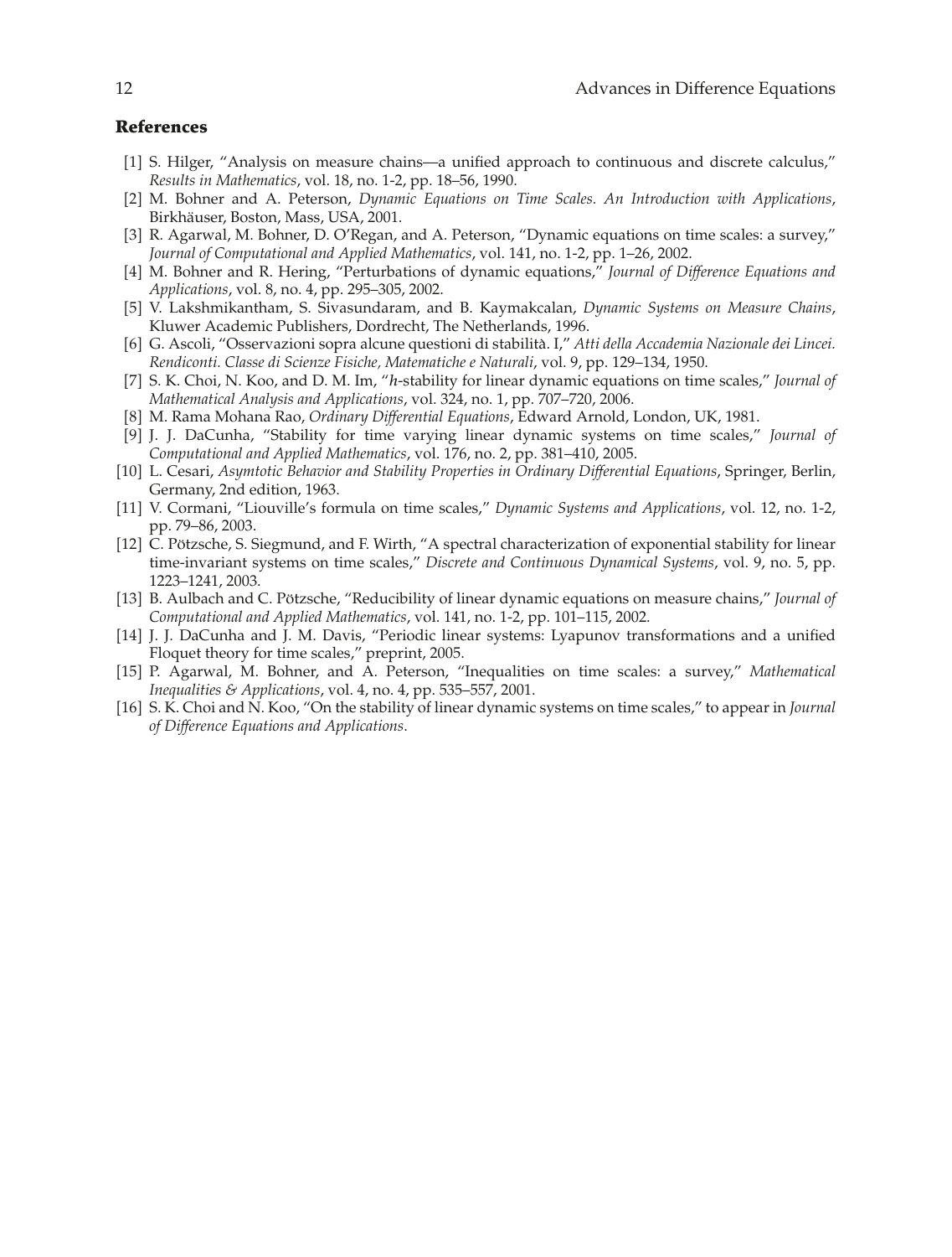## References

[1] S. Hilger, “Analysis on measure chains—a unified approach to continuous and discrete calculus,” *Results in Mathematics*, vol. 18, no. 1-2, pp. 18–56, 1990.

[2] M. Bohner and A. Peterson, *Dynamic Equations on Time Scales. An Introduction with Applications*, Birkhäuser, Boston, Mass, USA, 2001.

[3] R. Agarwal, M. Bohner, D. O’Regan, and A. Peterson, “Dynamic equations on time scales: a survey,” *Journal of Computational and Applied Mathematics*, vol. 141, no. 1-2, pp. 1–26, 2002.

[4] M. Bohner and R. Hering, “Perturbations of dynamic equations,” *Journal of Difference Equations and Applications*, vol. 8, no. 4, pp. 295–305, 2002.

[5] V. Lakshmikantham, S. Sivasundaram, and B. Kaymakcalan, *Dynamic Systems on Measure Chains*, Kluwer Academic Publishers, Dordrecht, The Netherlands, 1996.

[6] G. Ascoli, “Osservazioni sopra alcune questioni di stabilità. I,” *Atti della Accademia Nazionale dei Lincei. Rendiconti. Classe di Scienze Fisiche, Matematiche e Naturali*, vol. 9, pp. 129–134, 1950.

[7] S. K. Choi, N. Koo, and D. M. Im, “$h$-stability for linear dynamic equations on time scales,” *Journal of Mathematical Analysis and Applications*, vol. 324, no. 1, pp. 707–720, 2006.

[8] M. Rama Mohana Rao, *Ordinary Differential Equations*, Edward Arnold, London, UK, 1981.

[9] J. J. DaCunha, “Stability for time varying linear dynamic systems on time scales,” *Journal of Computational and Applied Mathematics*, vol. 176, no. 2, pp. 381–410, 2005.

[10] L. Cesari, *Asymtotic Behavior and Stability Properties in Ordinary Differential Equations*, Springer, Berlin, Germany, 2nd edition, 1963.

[11] V. Cormani, “Liouville’s formula on time scales,” *Dynamic Systems and Applications*, vol. 12, no. 1-2, pp. 79–86, 2003.

[12] C. Pötzsche, S. Siegmund, and F. Wirth, “A spectral characterization of exponential stability for linear time-invariant systems on time scales,” *Discrete and Continuous Dynamical Systems*, vol. 9, no. 5, pp. 1223–1241, 2003.

[13] B. Aulbach and C. Pötzsche, “Reducibility of linear dynamic equations on measure chains,” *Journal of Computational and Applied Mathematics*, vol. 141, no. 1-2, pp. 101–115, 2002.

[14] J. J. DaCunha and J. M. Davis, “Periodic linear systems: Lyapunov transformations and a unified Floquet theory for time scales,” preprint, 2005.

[15] P. Agarwal, M. Bohner, and A. Peterson, “Inequalities on time scales: a survey,” *Mathematical Inequalities & Applications*, vol. 4, no. 4, pp. 535–557, 2001.

[16] S. K. Choi and N. Koo, “On the stability of linear dynamic systems on time scales,” to appear in *Journal of Difference Equations and Applications*.